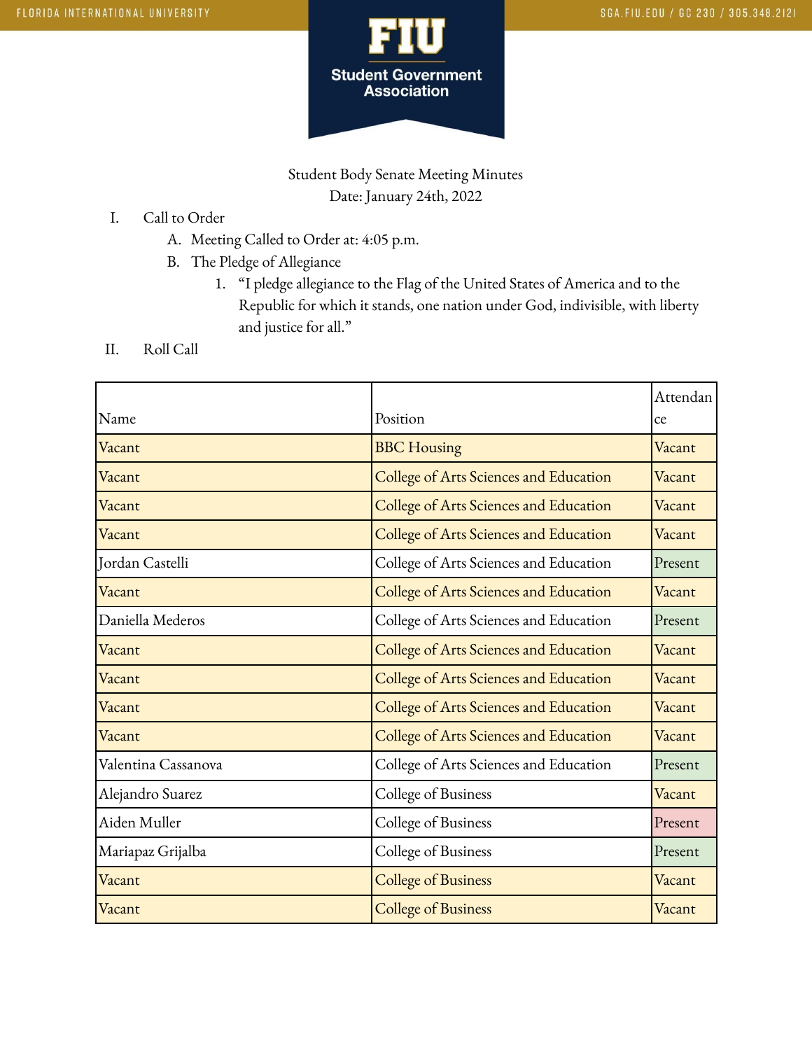Student Body Senate Meeting Minutes

Date: January 24th, 2022

I. Call to Order
   A. Meeting Called to Order at: 4:05 p.m.
   B. The Pledge of Allegiance
      1. "I pledge allegiance to the Flag of the United States of America and to the Republic for which it stands, one nation under God, indivisible, with liberty and justice for all."

II. Roll Call

| Name | Position | Attendance |
|---|---|---|
| Vacant | BBC Housing | Vacant |
| Vacant | College of Arts Sciences and Education | Vacant |
| Vacant | College of Arts Sciences and Education | Vacant |
| Vacant | College of Arts Sciences and Education | Vacant |
| Jordan Castelli | College of Arts Sciences and Education | Present |
| Vacant | College of Arts Sciences and Education | Vacant |
| Daniella Mederos | College of Arts Sciences and Education | Present |
| Vacant | College of Arts Sciences and Education | Vacant |
| Vacant | College of Arts Sciences and Education | Vacant |
| Vacant | College of Arts Sciences and Education | Vacant |
| Vacant | College of Arts Sciences and Education | Vacant |
| Valentina Cassanova | College of Arts Sciences and Education | Present |
| Alejandro Suarez | College of Business | Vacant |
| Aiden Muller | College of Business | Present |
| Mariapaz Grijalba | College of Business | Present |
| Vacant | College of Business | Vacant |
| Vacant | College of Business | Vacant |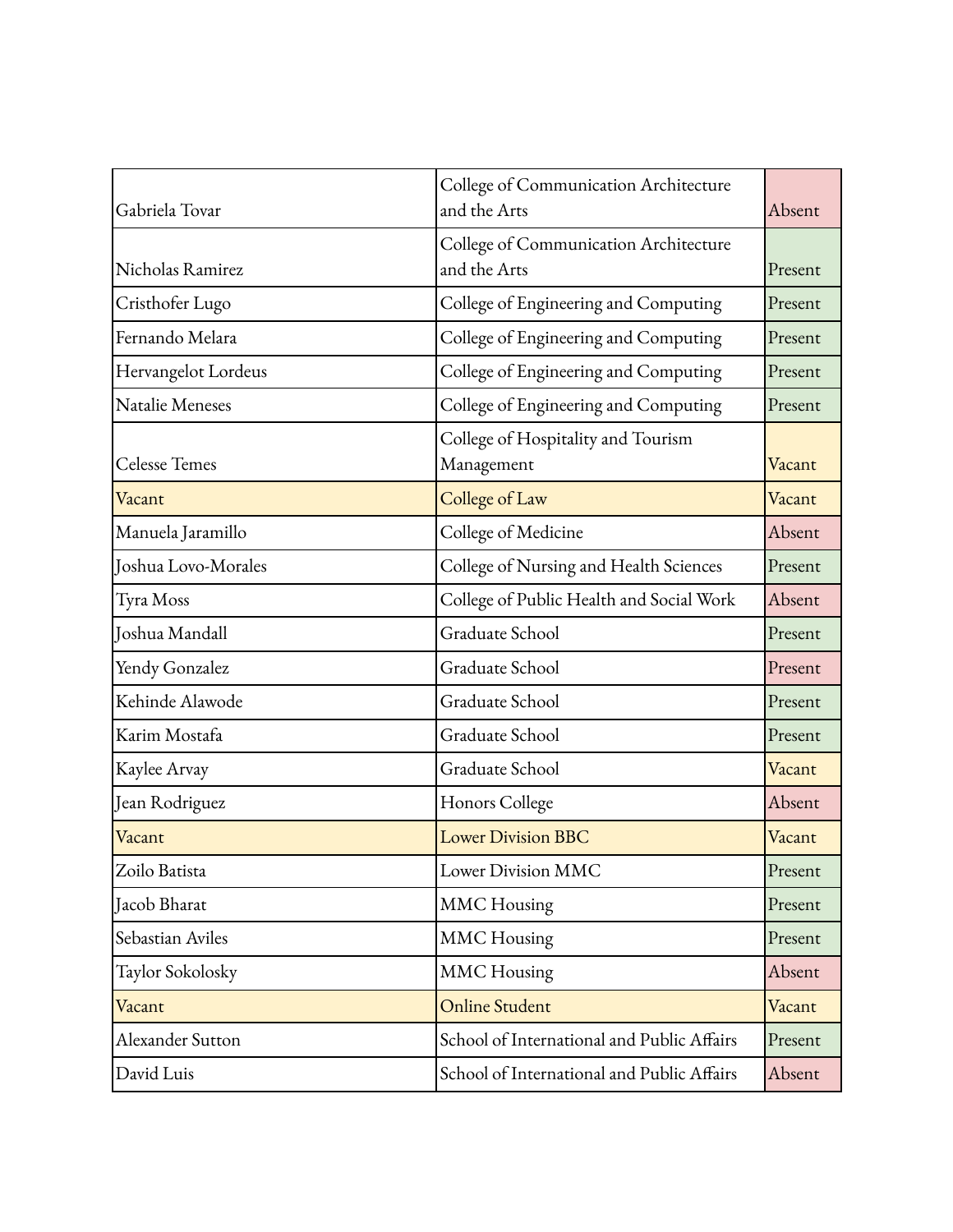| Gabriela Tovar | College of Communication Architecture and the Arts | Absent |
|---|---|---|
| Nicholas Ramirez | College of Communication Architecture and the Arts | Present |
| Cristhofer Lugo | College of Engineering and Computing | Present |
| Fernando Melara | College of Engineering and Computing | Present |
| Hervangelot Lordeus | College of Engineering and Computing | Present |
| Natalie Meneses | College of Engineering and Computing | Present |
| Celesse Temes | College of Hospitality and Tourism Management | Vacant |
| Vacant | College of Law | Vacant |
| Manuela Jaramillo | College of Medicine | Absent |
| Joshua Lovo-Morales | College of Nursing and Health Sciences | Present |
| Tyra Moss | College of Public Health and Social Work | Absent |
| Joshua Mandall | Graduate School | Present |
| Yendy Gonzalez | Graduate School | Present |
| Kehinde Alawode | Graduate School | Present |
| Karim Mostafa | Graduate School | Present |
| Kaylee Arvay | Graduate School | Vacant |
| Jean Rodriguez | Honors College | Absent |
| Vacant | Lower Division BBC | Vacant |
| Zoilo Batista | Lower Division MMC | Present |
| Jacob Bharat | MMC Housing | Present |
| Sebastian Aviles | MMC Housing | Present |
| Taylor Sokolosky | MMC Housing | Absent |
| Vacant | Online Student | Vacant |
| Alexander Sutton | School of International and Public Affairs | Present |
| David Luis | School of International and Public Affairs | Absent |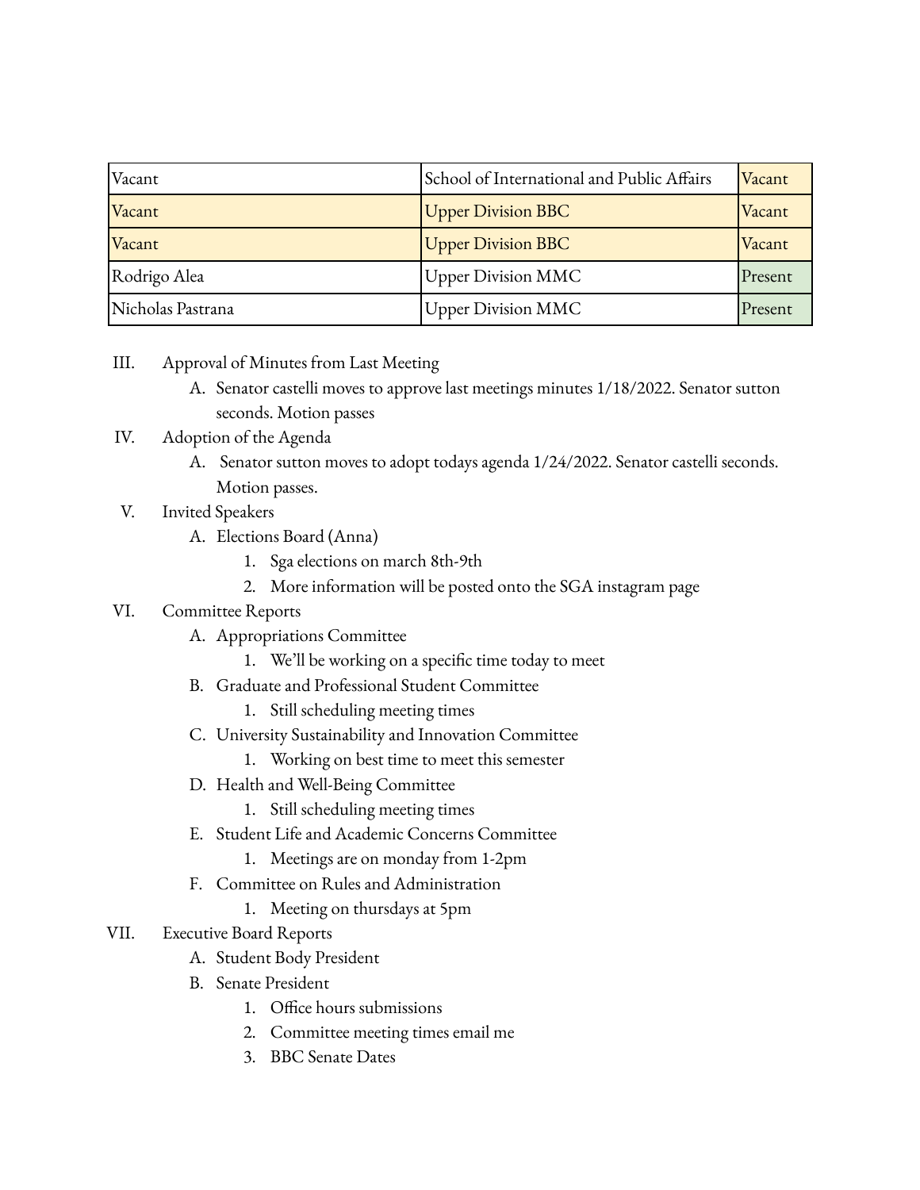| | | |
|---|---|---|
| Vacant | School of International and Public Affairs | Vacant |
| Vacant | Upper Division BBC | Vacant |
| Vacant | Upper Division BBC | Vacant |
| Rodrigo Alea | Upper Division MMC | Present |
| Nicholas Pastrana | Upper Division MMC | Present |

III. Approval of Minutes from Last Meeting
   A. Senator castelli moves to approve last meetings minutes 1/18/2022. Senator sutton seconds. Motion passes

IV. Adoption of the Agenda
   A. Senator sutton moves to adopt todays agenda 1/24/2022. Senator castelli seconds. Motion passes.

V. Invited Speakers
   A. Elections Board (Anna)
      1. Sga elections on march 8th-9th
      2. More information will be posted onto the SGA instagram page

VI. Committee Reports
   A. Appropriations Committee
      1. We'll be working on a specific time today to meet
   B. Graduate and Professional Student Committee
      1. Still scheduling meeting times
   C. University Sustainability and Innovation Committee
      1. Working on best time to meet this semester
   D. Health and Well-Being Committee
      1. Still scheduling meeting times
   E. Student Life and Academic Concerns Committee
      1. Meetings are on monday from 1-2pm
   F. Committee on Rules and Administration
      1. Meeting on thursdays at 5pm

VII. Executive Board Reports
   A. Student Body President
   B. Senate President
      1. Office hours submissions
      2. Committee meeting times email me
      3. BBC Senate Dates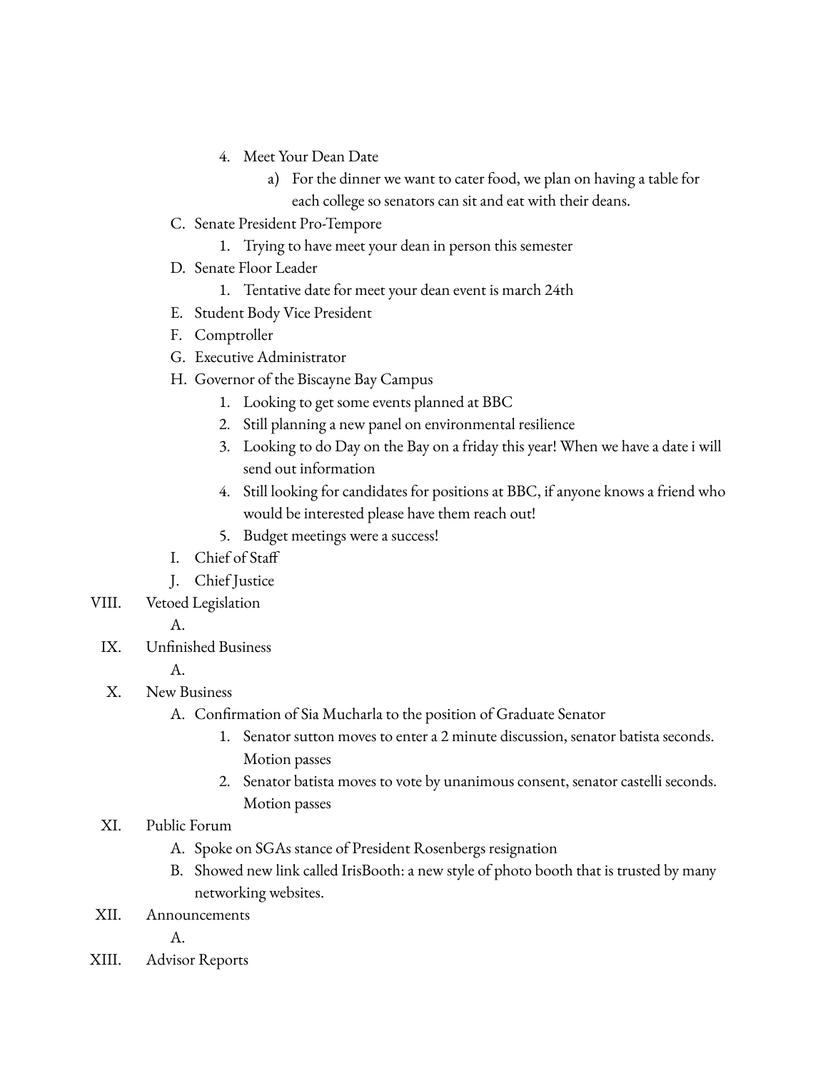4. Meet Your Dean Date
    a) For the dinner we want to cater food, we plan on having a table for each college so senators can sit and eat with their deans.

C. Senate President Pro-Tempore
    1. Trying to have meet your dean in person this semester

D. Senate Floor Leader
    1. Tentative date for meet your dean event is march 24th

E. Student Body Vice President

F. Comptroller

G. Executive Administrator

H. Governor of the Biscayne Bay Campus
    1. Looking to get some events planned at BBC
    2. Still planning a new panel on environmental resilience
    3. Looking to do Day on the Bay on a friday this year! When we have a date i will send out information
    4. Still looking for candidates for positions at BBC, if anyone knows a friend who would be interested please have them reach out!
    5. Budget meetings were a success!

I. Chief of Staff

J. Chief Justice

VIII. Vetoed Legislation

A.

IX. Unfinished Business

A.

X. New Business

A. Confirmation of Sia Mucharla to the position of Graduate Senator
    1. Senator sutton moves to enter a 2 minute discussion, senator batista seconds. Motion passes
    2. Senator batista moves to vote by unanimous consent, senator castelli seconds. Motion passes

XI. Public Forum

A. Spoke on SGAs stance of President Rosenbergs resignation

B. Showed new link called IrisBooth: a new style of photo booth that is trusted by many networking websites.

XII. Announcements

A.

XIII. Advisor Reports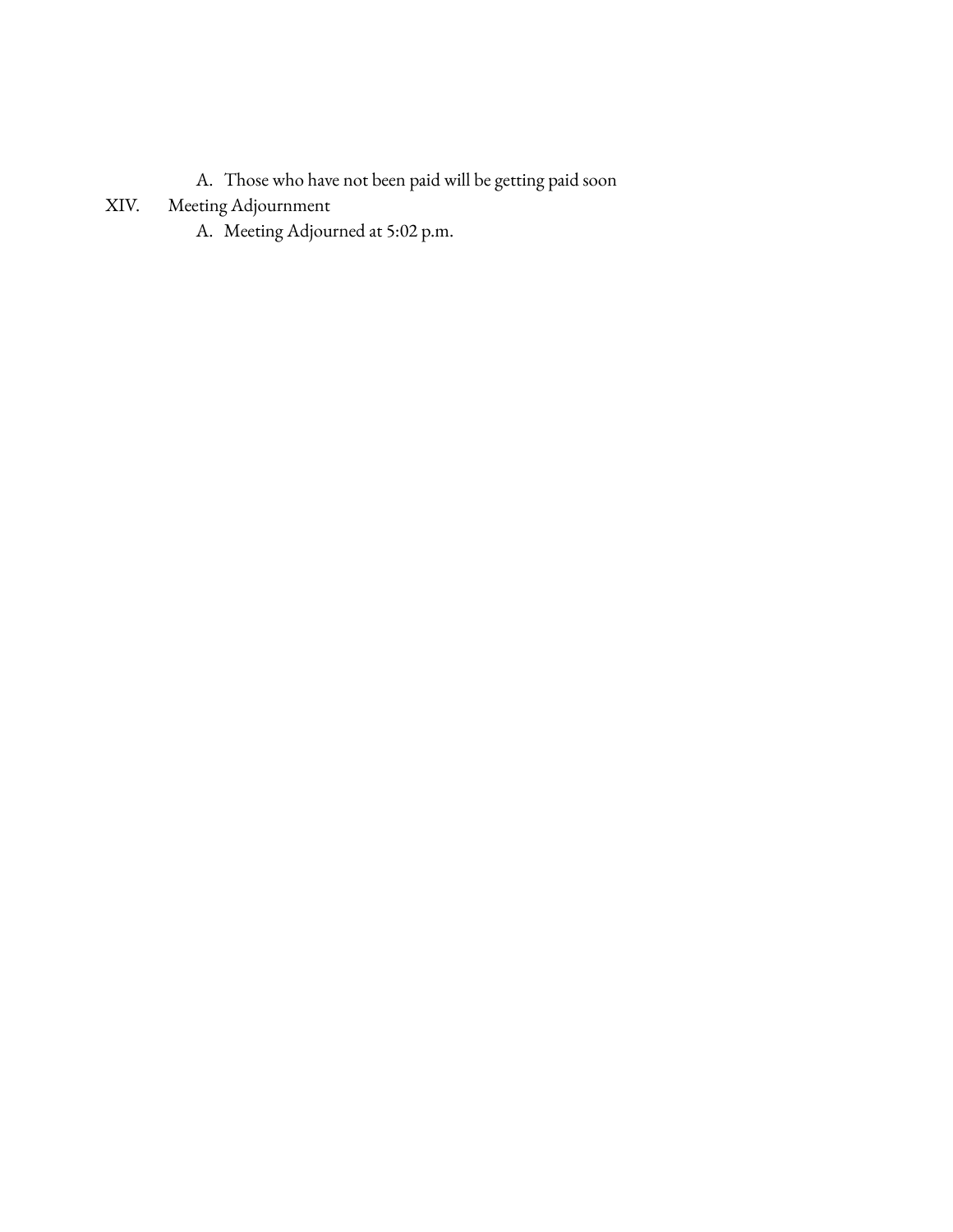A. Those who have not been paid will be getting paid soon

XIV. Meeting Adjournment

A. Meeting Adjourned at 5:02 p.m.